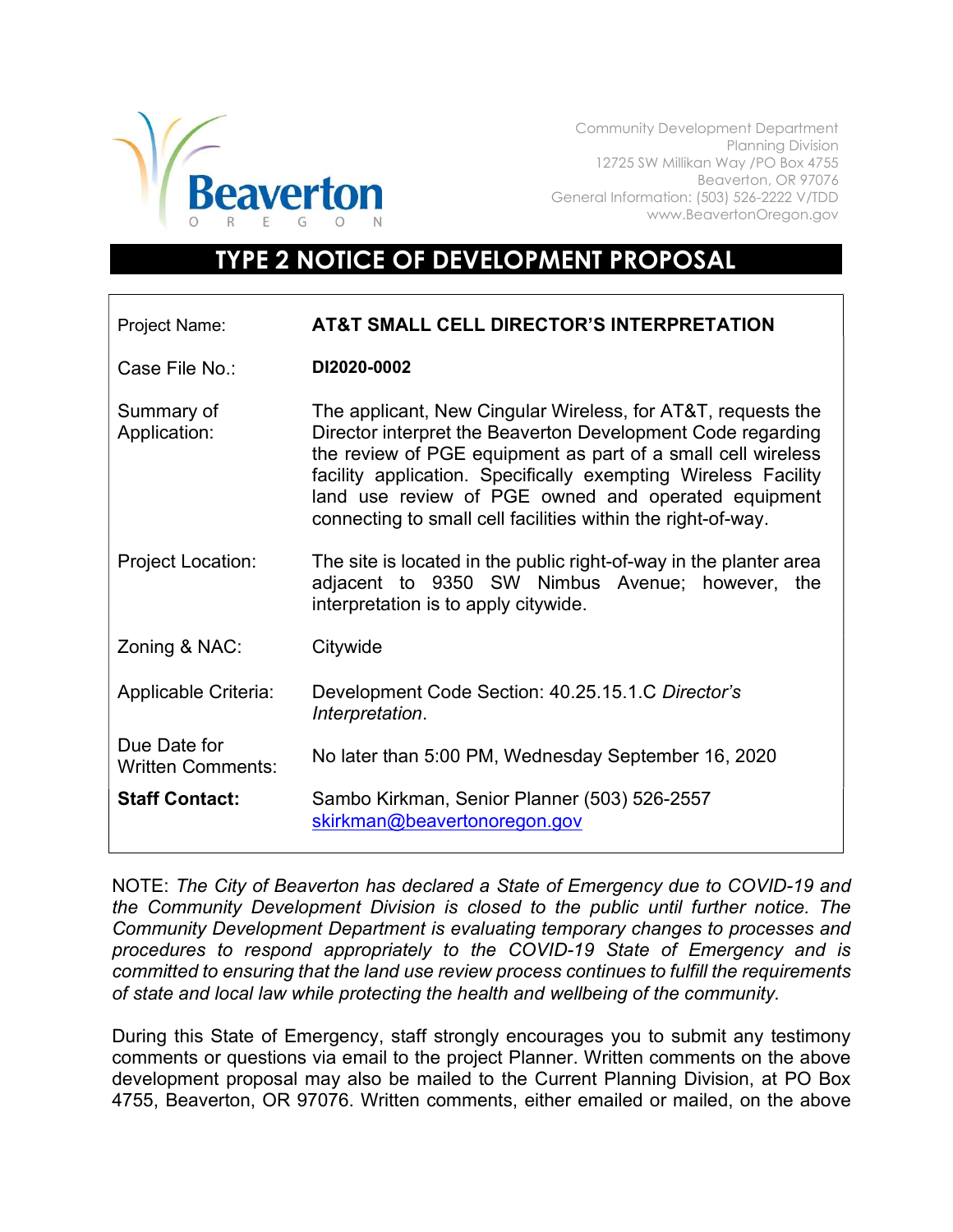Beaverton
O R E G O N

Community Development Department
Planning Division
12725 SW Millikan Way /PO Box 4755
Beaverton, OR 97076
General Information: (503) 526-2222 V/TDD
www.BeavertonOregon.gov

# TYPE 2 NOTICE OF DEVELOPMENT PROPOSAL

| | |
|---|---|
| Project Name: | **AT&T SMALL CELL DIRECTOR'S INTERPRETATION** |
| Case File No.: | **DI2020-0002** |
| Summary of Application: | The applicant, New Cingular Wireless, for AT&T, requests the Director interpret the Beaverton Development Code regarding the review of PGE equipment as part of a small cell wireless facility application. Specifically exempting Wireless Facility land use review of PGE owned and operated equipment connecting to small cell facilities within the right-of-way. |
| Project Location: | The site is located in the public right-of-way in the planter area adjacent to 9350 SW Nimbus Avenue; however, the interpretation is to apply citywide. |
| Zoning & NAC: | Citywide |
| Applicable Criteria: | Development Code Section: 40.25.15.1.C *Director's Interpretation*. |
| Due Date for Written Comments: | No later than 5:00 PM, Wednesday September 16, 2020 |
| **Staff Contact:** | Sambo Kirkman, Senior Planner (503) 526-2557 skirkman@beavertonoregon.gov |

NOTE: *The City of Beaverton has declared a State of Emergency due to COVID-19 and the Community Development Division is closed to the public until further notice. The Community Development Department is evaluating temporary changes to processes and procedures to respond appropriately to the COVID-19 State of Emergency and is committed to ensuring that the land use review process continues to fulfill the requirements of state and local law while protecting the health and wellbeing of the community.*

During this State of Emergency, staff strongly encourages you to submit any testimony comments or questions via email to the project Planner. Written comments on the above development proposal may also be mailed to the Current Planning Division, at PO Box 4755, Beaverton, OR 97076. Written comments, either emailed or mailed, on the above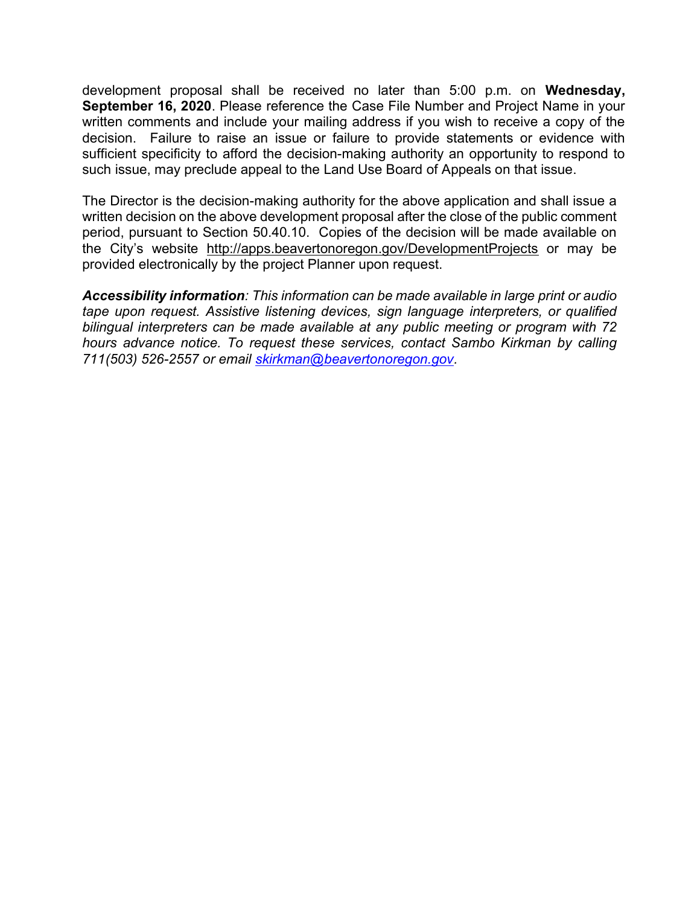development proposal shall be received no later than 5:00 p.m. on **Wednesday, September 16, 2020**. Please reference the Case File Number and Project Name in your written comments and include your mailing address if you wish to receive a copy of the decision. Failure to raise an issue or failure to provide statements or evidence with sufficient specificity to afford the decision-making authority an opportunity to respond to such issue, may preclude appeal to the Land Use Board of Appeals on that issue.

The Director is the decision-making authority for the above application and shall issue a written decision on the above development proposal after the close of the public comment period, pursuant to Section 50.40.10. Copies of the decision will be made available on the City's website http://apps.beavertonoregon.gov/DevelopmentProjects or may be provided electronically by the project Planner upon request.

***Accessibility information****: This information can be made available in large print or audio tape upon request. Assistive listening devices, sign language interpreters, or qualified bilingual interpreters can be made available at any public meeting or program with 72 hours advance notice. To request these services, contact Sambo Kirkman by calling 711(503) 526-2557 or email skirkman@beavertonoregon.gov.*